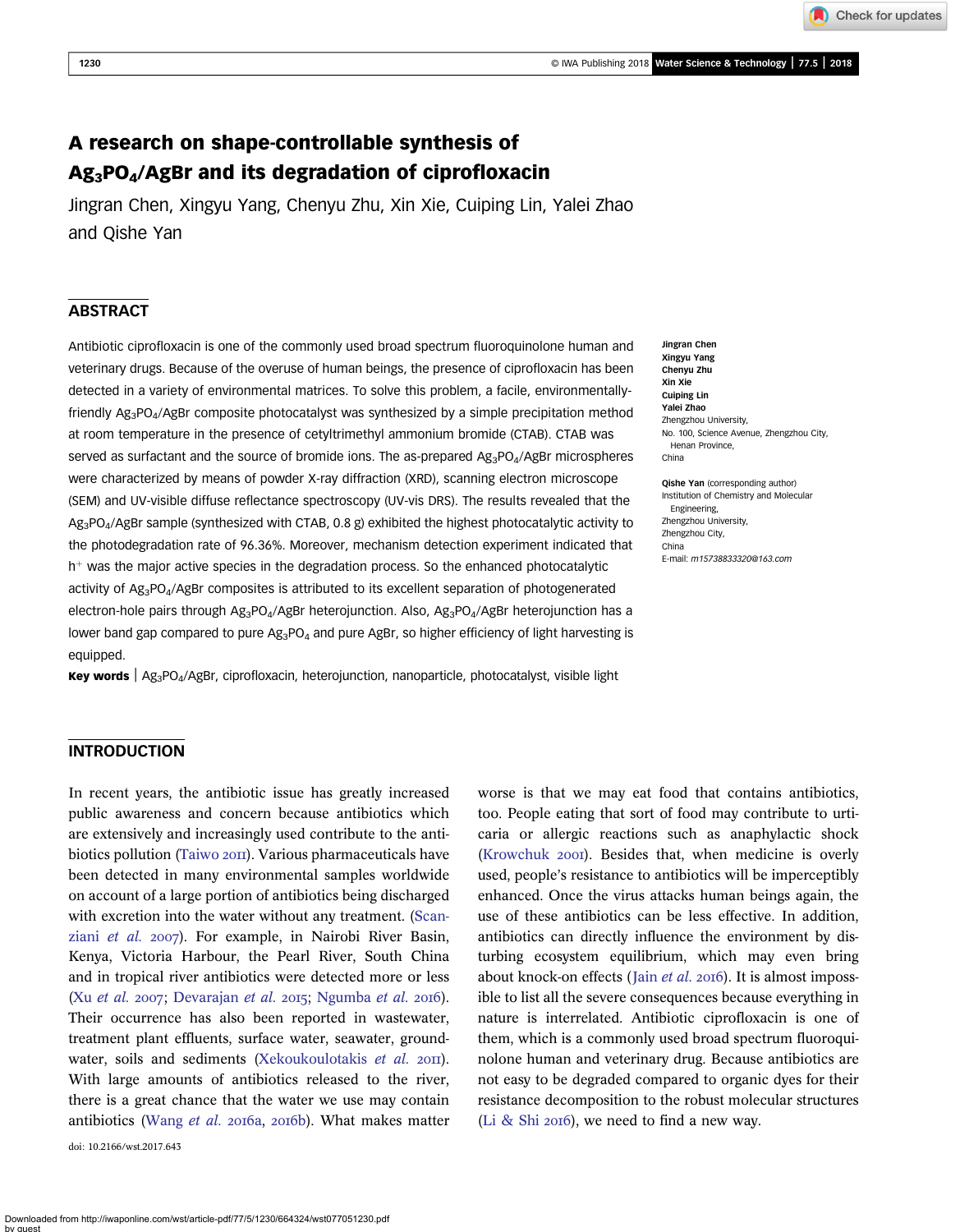# A research on shape-controllable synthesis of $Ag_3PO_4$/AgBr and its degradation of ciprofloxacin

Jingran Chen, Xingyu Yang, Chenyu Zhu, Xin Xie, Cuiping Lin, Yalei Zhao and Qishe Yan

## ABSTRACT

Antibiotic ciprofloxacin is one of the commonly used broad spectrum fluoroquinolone human and veterinary drugs. Because of the overuse of human beings, the presence of ciprofloxacin has been detected in a variety of environmental matrices. To solve this problem, a facile, environmentally-friendly $Ag_3PO_4$/AgBr composite photocatalyst was synthesized by a simple precipitation method at room temperature in the presence of cetyltrimethyl ammonium bromide (CTAB). CTAB was served as surfactant and the source of bromide ions. The as-prepared $Ag_3PO_4$/AgBr microspheres were characterized by means of powder X-ray diffraction (XRD), scanning electron microscope (SEM) and UV-visible diffuse reflectance spectroscopy (UV-vis DRS). The results revealed that the $Ag_3PO_4$/AgBr sample (synthesized with CTAB, 0.8 g) exhibited the highest photocatalytic activity to the photodegradation rate of 96.36%. Moreover, mechanism detection experiment indicated that $h^+$ was the major active species in the degradation process. So the enhanced photocatalytic activity of $Ag_3PO_4$/AgBr composites is attributed to its excellent separation of photogenerated electron-hole pairs through $Ag_3PO_4$/AgBr heterojunction. Also, $Ag_3PO_4$/AgBr heterojunction has a lower band gap compared to pure $Ag_3PO_4$ and pure AgBr, so higher efficiency of light harvesting is equipped.

**Key words** | $Ag_3PO_4$/AgBr, ciprofloxacin, heterojunction, nanoparticle, photocatalyst, visible light

**Jingran Chen**
**Xingyu Yang**
**Chenyu Zhu**
**Xin Xie**
**Cuiping Lin**
**Yalei Zhao**
Zhengzhou University,
No. 100, Science Avenue, Zhengzhou City,
Henan Province,
China

**Qishe Yan** (corresponding author)
Institution of Chemistry and Molecular Engineering,
Zhengzhou University,
Zhengzhou City,
China
E-mail: *m15738833320@163.com*

## INTRODUCTION

In recent years, the antibiotic issue has greatly increased public awareness and concern because antibiotics which are extensively and increasingly used contribute to the antibiotics pollution (Taiwo 2011). Various pharmaceuticals have been detected in many environmental samples worldwide on account of a large portion of antibiotics being discharged with excretion into the water without any treatment. (Scanziani *et al.* 2007). For example, in Nairobi River Basin, Kenya, Victoria Harbour, the Pearl River, South China and in tropical river antibiotics were detected more or less (Xu *et al.* 2007; Devarajan *et al.* 2015; Ngumba *et al.* 2016). Their occurrence has also been reported in wastewater, treatment plant effluents, surface water, seawater, groundwater, soils and sediments (Xekoukoulotakis *et al.* 2011). With large amounts of antibiotics released to the river, there is a great chance that the water we use may contain antibiotics (Wang *et al.* 2016a, 2016b). What makes matter worse is that we may eat food that contains antibiotics, too. People eating that sort of food may contribute to urticaria or allergic reactions such as anaphylactic shock (Krowchuk 2001). Besides that, when medicine is overly used, people's resistance to antibiotics will be imperceptibly enhanced. Once the virus attacks human beings again, the use of these antibiotics can be less effective. In addition, antibiotics can directly influence the environment by disturbing ecosystem equilibrium, which may even bring about knock-on effects (Jain *et al.* 2016). It is almost impossible to list all the severe consequences because everything in nature is interrelated. Antibiotic ciprofloxacin is one of them, which is a commonly used broad spectrum fluoroquinolone human and veterinary drug. Because antibiotics are not easy to be degraded compared to organic dyes for their resistance decomposition to the robust molecular structures (Li & Shi 2016), we need to find a new way.

doi: 10.2166/wst.2017.643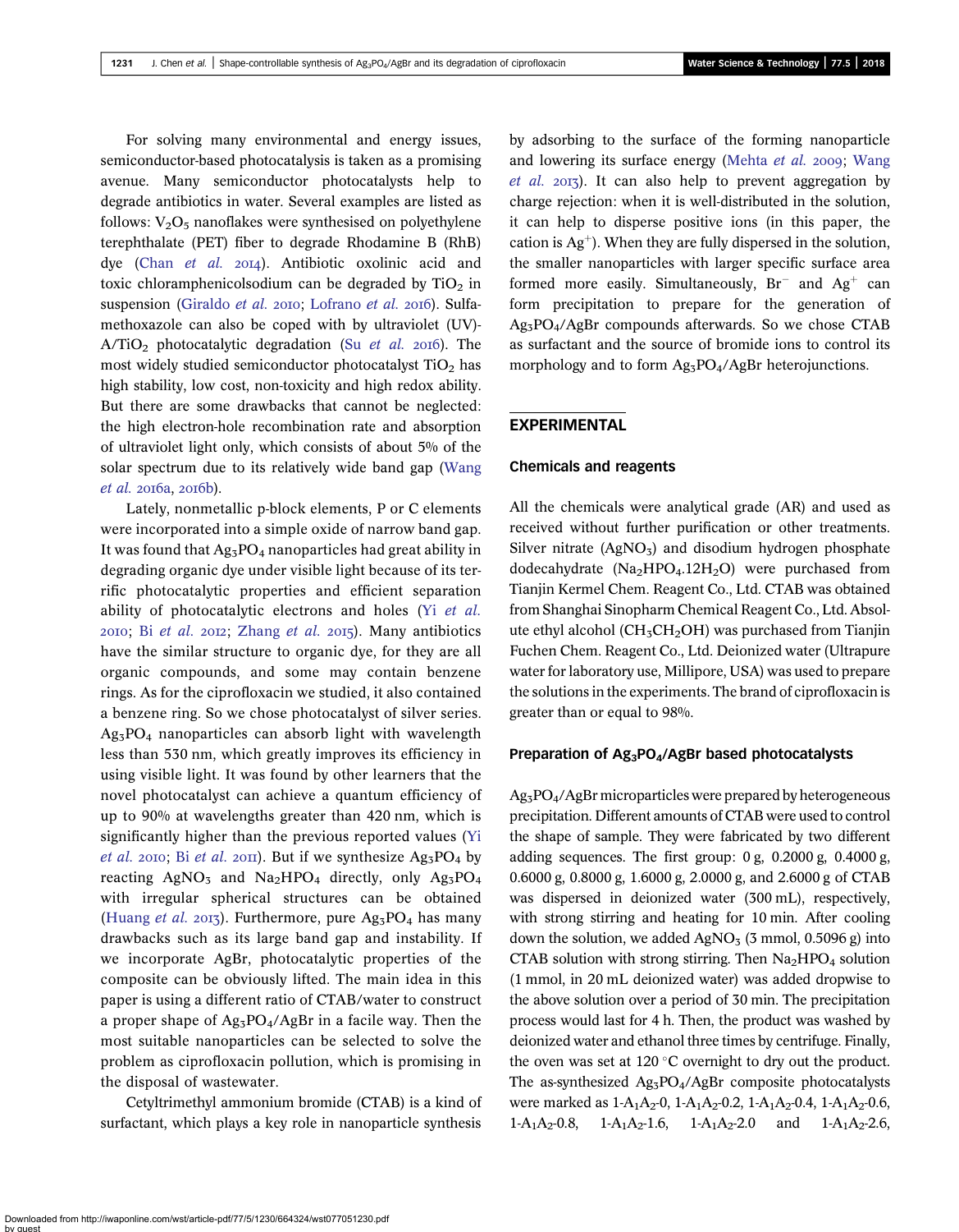For solving many environmental and energy issues, semiconductor-based photocatalysis is taken as a promising avenue. Many semiconductor photocatalysts help to degrade antibiotics in water. Several examples are listed as follows: $V_2O_5$ nanoflakes were synthesised on polyethylene terephthalate (PET) fiber to degrade Rhodamine B (RhB) dye (Chan *et al.* 2014). Antibiotic oxolinic acid and toxic chloramphenicolsodium can be degraded by $TiO_2$ in suspension (Giraldo *et al.* 2010; Lofrano *et al.* 2016). Sulfamethoxazole can also be coped with by ultraviolet (UV)-A/$TiO_2$ photocatalytic degradation (Su *et al.* 2016). The most widely studied semiconductor photocatalyst $TiO_2$ has high stability, low cost, non-toxicity and high redox ability. But there are some drawbacks that cannot be neglected: the high electron-hole recombination rate and absorption of ultraviolet light only, which consists of about 5% of the solar spectrum due to its relatively wide band gap (Wang *et al.* 2016a, 2016b).

Lately, nonmetallic p-block elements, P or C elements were incorporated into a simple oxide of narrow band gap. It was found that $Ag_3PO_4$ nanoparticles had great ability in degrading organic dye under visible light because of its terrific photocatalytic properties and efficient separation ability of photocatalytic electrons and holes (Yi *et al.* 2010; Bi *et al.* 2012; Zhang *et al.* 2015). Many antibiotics have the similar structure to organic dye, for they are all organic compounds, and some may contain benzene rings. As for the ciprofloxacin we studied, it also contained a benzene ring. So we chose photocatalyst of silver series. $Ag_3PO_4$ nanoparticles can absorb light with wavelength less than 530 nm, which greatly improves its efficiency in using visible light. It was found by other learners that the novel photocatalyst can achieve a quantum efficiency of up to 90% at wavelengths greater than 420 nm, which is significantly higher than the previous reported values (Yi *et al.* 2010; Bi *et al.* 2011). But if we synthesize $Ag_3PO_4$ by reacting $AgNO_3$ and $Na_2HPO_4$ directly, only $Ag_3PO_4$ with irregular spherical structures can be obtained (Huang *et al.* 2013). Furthermore, pure $Ag_3PO_4$ has many drawbacks such as its large band gap and instability. If we incorporate AgBr, photocatalytic properties of the composite can be obviously lifted. The main idea in this paper is using a different ratio of CTAB/water to construct a proper shape of $Ag_3PO_4$/AgBr in a facile way. Then the most suitable nanoparticles can be selected to solve the problem as ciprofloxacin pollution, which is promising in the disposal of wastewater.

Cetyltrimethyl ammonium bromide (CTAB) is a kind of surfactant, which plays a key role in nanoparticle synthesis by adsorbing to the surface of the forming nanoparticle and lowering its surface energy (Mehta *et al.* 2009; Wang *et al.* 2013). It can also help to prevent aggregation by charge rejection: when it is well-distributed in the solution, it can help to disperse positive ions (in this paper, the cation is $Ag^+$). When they are fully dispersed in the solution, the smaller nanoparticles with larger specific surface area formed more easily. Simultaneously, $Br^-$ and $Ag^+$ can form precipitation to prepare for the generation of $Ag_3PO_4$/AgBr compounds afterwards. So we chose CTAB as surfactant and the source of bromide ions to control its morphology and to form $Ag_3PO_4$/AgBr heterojunctions.

## EXPERIMENTAL

### Chemicals and reagents

All the chemicals were analytical grade (AR) and used as received without further purification or other treatments. Silver nitrate ($AgNO_3$) and disodium hydrogen phosphate dodecahydrate ($Na_2HPO_4.12H_2O$) were purchased from Tianjin Kermel Chem. Reagent Co., Ltd. CTAB was obtained from Shanghai Sinopharm Chemical Reagent Co., Ltd. Absolute ethyl alcohol ($CH_3CH_2OH$) was purchased from Tianjin Fuchen Chem. Reagent Co., Ltd. Deionized water (Ultrapure water for laboratory use, Millipore, USA) was used to prepare the solutions in the experiments. The brand of ciprofloxacin is greater than or equal to 98%.

### Preparation of $Ag_3PO_4$/AgBr based photocatalysts

$Ag_3PO_4$/AgBr microparticles were prepared by heterogeneous precipitation. Different amounts of CTAB were used to control the shape of sample. They were fabricated by two different adding sequences. The first group: 0 g, 0.2000 g, 0.4000 g, 0.6000 g, 0.8000 g, 1.6000 g, 2.0000 g, and 2.6000 g of CTAB was dispersed in deionized water (300 mL), respectively, with strong stirring and heating for 10 min. After cooling down the solution, we added $AgNO_3$ (3 mmol, 0.5096 g) into CTAB solution with strong stirring. Then $Na_2HPO_4$ solution (1 mmol, in 20 mL deionized water) was added dropwise to the above solution over a period of 30 min. The precipitation process would last for 4 h. Then, the product was washed by deionized water and ethanol three times by centrifuge. Finally, the oven was set at 120 °C overnight to dry out the product. The as-synthesized $Ag_3PO_4$/AgBr composite photocatalysts were marked as 1-$A_1A_2$-0, 1-$A_1A_2$-0.2, 1-$A_1A_2$-0.4, 1-$A_1A_2$-0.6, 1-$A_1A_2$-0.8, 1-$A_1A_2$-1.6, 1-$A_1A_2$-2.0 and 1-$A_1A_2$-2.6,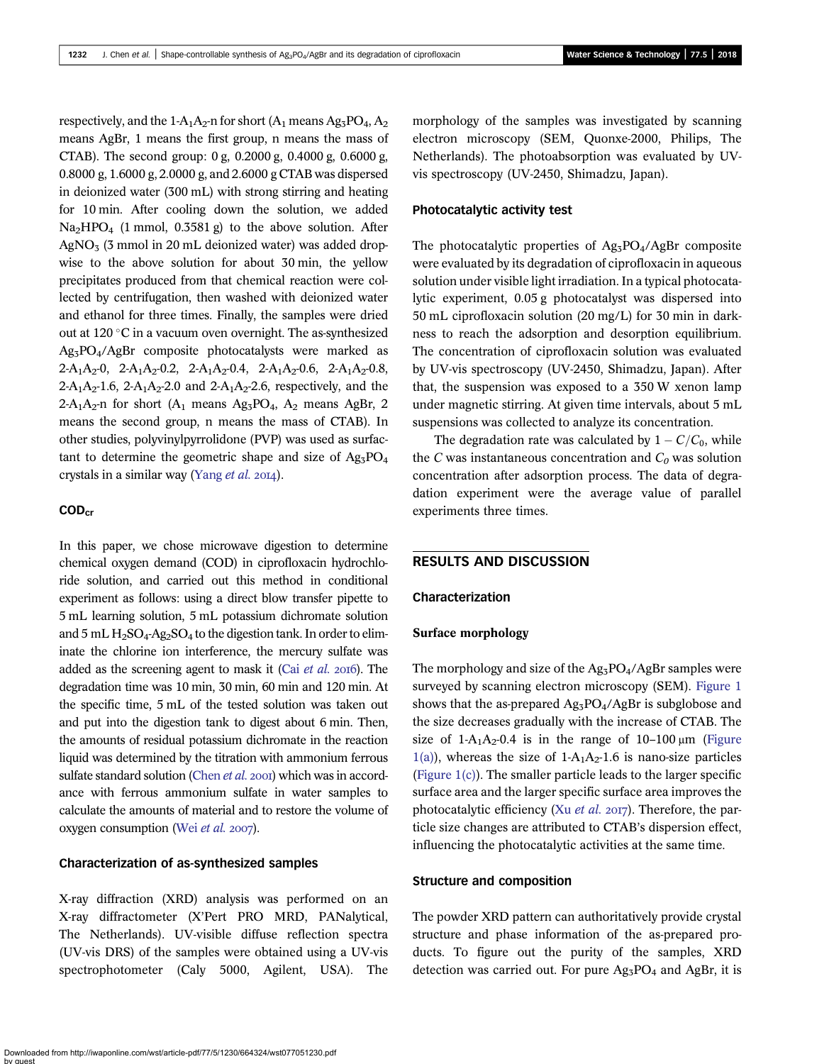respectively, and the 1-$A_1A_2$-n for short ($A_1$ means $Ag_3PO_4$, $A_2$ means AgBr, 1 means the first group, n means the mass of CTAB). The second group: 0 g, 0.2000 g, 0.4000 g, 0.6000 g, 0.8000 g, 1.6000 g, 2.0000 g, and 2.6000 g CTAB was dispersed in deionized water (300 mL) with strong stirring and heating for 10 min. After cooling down the solution, we added $Na_2HPO_4$ (1 mmol, 0.3581 g) to the above solution. After $AgNO_3$ (3 mmol in 20 mL deionized water) was added dropwise to the above solution for about 30 min, the yellow precipitates produced from that chemical reaction were collected by centrifugation, then washed with deionized water and ethanol for three times. Finally, the samples were dried out at 120 °C in a vacuum oven overnight. The as-synthesized $Ag_3PO_4$/AgBr composite photocatalysts were marked as 2-$A_1A_2$-0, 2-$A_1A_2$-0.2, 2-$A_1A_2$-0.4, 2-$A_1A_2$-0.6, 2-$A_1A_2$-0.8, 2-$A_1A_2$-1.6, 2-$A_1A_2$-2.0 and 2-$A_1A_2$-2.6, respectively, and the 2-$A_1A_2$-n for short ($A_1$ means $Ag_3PO_4$, $A_2$ means AgBr, 2 means the second group, n means the mass of CTAB). In other studies, polyvinylpyrrolidone (PVP) was used as surfactant to determine the geometric shape and size of $Ag_3PO_4$ crystals in a similar way (Yang *et al.* 2014).

### $COD_{cr}$

In this paper, we chose microwave digestion to determine chemical oxygen demand (COD) in ciprofloxacin hydrochloride solution, and carried out this method in conditional experiment as follows: using a direct blow transfer pipette to 5 mL learning solution, 5 mL potassium dichromate solution and 5 mL $H_2SO_4$-$Ag_2SO_4$ to the digestion tank. In order to eliminate the chlorine ion interference, the mercury sulfate was added as the screening agent to mask it (Cai *et al.* 2016). The degradation time was 10 min, 30 min, 60 min and 120 min. At the specific time, 5 mL of the tested solution was taken out and put into the digestion tank to digest about 6 min. Then, the amounts of residual potassium dichromate in the reaction liquid was determined by the titration with ammonium ferrous sulfate standard solution (Chen *et al.* 2001) which was in accordance with ferrous ammonium sulfate in water samples to calculate the amounts of material and to restore the volume of oxygen consumption (Wei *et al.* 2007).

### Characterization of as-synthesized samples

X-ray diffraction (XRD) analysis was performed on an X-ray diffractometer (X'Pert PRO MRD, PANalytical, The Netherlands). UV-visible diffuse reflection spectra (UV-vis DRS) of the samples were obtained using a UV-vis spectrophotometer (Caly 5000, Agilent, USA). The morphology of the samples was investigated by scanning electron microscopy (SEM, Quonxe-2000, Philips, The Netherlands). The photoabsorption was evaluated by UV-vis spectroscopy (UV-2450, Shimadzu, Japan).

### Photocatalytic activity test

The photocatalytic properties of $Ag_3PO_4$/AgBr composite were evaluated by its degradation of ciprofloxacin in aqueous solution under visible light irradiation. In a typical photocatalytic experiment, 0.05 g photocatalyst was dispersed into 50 mL ciprofloxacin solution (20 mg/L) for 30 min in darkness to reach the adsorption and desorption equilibrium. The concentration of ciprofloxacin solution was evaluated by UV-vis spectroscopy (UV-2450, Shimadzu, Japan). After that, the suspension was exposed to a 350 W xenon lamp under magnetic stirring. At given time intervals, about 5 mL suspensions was collected to analyze its concentration.

The degradation rate was calculated by $1 - C/C_0$, while the $C$ was instantaneous concentration and $C_0$ was solution concentration after adsorption process. The data of degradation experiment were the average value of parallel experiments three times.

## RESULTS AND DISCUSSION

### Characterization

### Surface morphology

The morphology and size of the $Ag_3PO_4$/AgBr samples were surveyed by scanning electron microscopy (SEM). Figure 1 shows that the as-prepared $Ag_3PO_4$/AgBr is subglobose and the size decreases gradually with the increase of CTAB. The size of 1-$A_1A_2$-0.4 is in the range of 10–100 μm (Figure 1(a)), whereas the size of 1-$A_1A_2$-1.6 is nano-size particles (Figure 1(c)). The smaller particle leads to the larger specific surface area and the larger specific surface area improves the photocatalytic efficiency (Xu *et al.* 2017). Therefore, the particle size changes are attributed to CTAB's dispersion effect, influencing the photocatalytic activities at the same time.

### Structure and composition

The powder XRD pattern can authoritatively provide crystal structure and phase information of the as-prepared products. To figure out the purity of the samples, XRD detection was carried out. For pure $Ag_3PO_4$ and AgBr, it is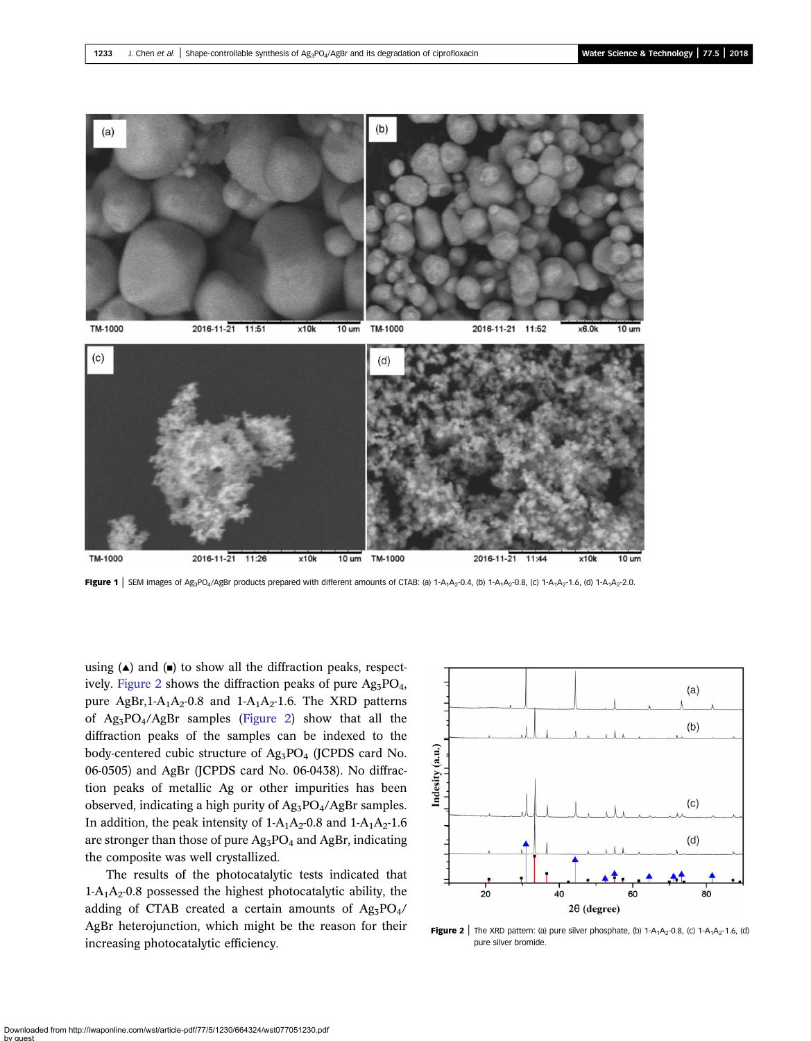Figure 1 | SEM images of $Ag_3PO_4$/AgBr products prepared with different amounts of CTAB: (a) 1-$A_1A_2$-0.4, (b) 1-$A_1A_2$-0.8, (c) 1-$A_1A_2$-1.6, (d) 1-$A_1A_2$-2.0.

using (▲) and (■) to show all the diffraction peaks, respectively. Figure 2 shows the diffraction peaks of pure $Ag_3PO_4$, pure AgBr,1-$A_1A_2$-0.8 and 1-$A_1A_2$-1.6. The XRD patterns of $Ag_3PO_4$/AgBr samples (Figure 2) show that all the diffraction peaks of the samples can be indexed to the body-centered cubic structure of $Ag_3PO_4$ (JCPDS card No. 06-0505) and AgBr (JCPDS card No. 06-0438). No diffraction peaks of metallic Ag or other impurities has been observed, indicating a high purity of $Ag_3PO_4$/AgBr samples. In addition, the peak intensity of 1-$A_1A_2$-0.8 and 1-$A_1A_2$-1.6 are stronger than those of pure $Ag_3PO_4$ and AgBr, indicating the composite was well crystallized.

The results of the photocatalytic tests indicated that 1-$A_1A_2$-0.8 possessed the highest photocatalytic ability, the adding of CTAB created a certain amounts of $Ag_3PO_4$/AgBr heterojunction, which might be the reason for their increasing photocatalytic efficiency.

Figure 2 | The XRD pattern: (a) pure silver phosphate, (b) 1-$A_1A_2$-0.8, (c) 1-$A_1A_2$-1.6, (d) pure silver bromide.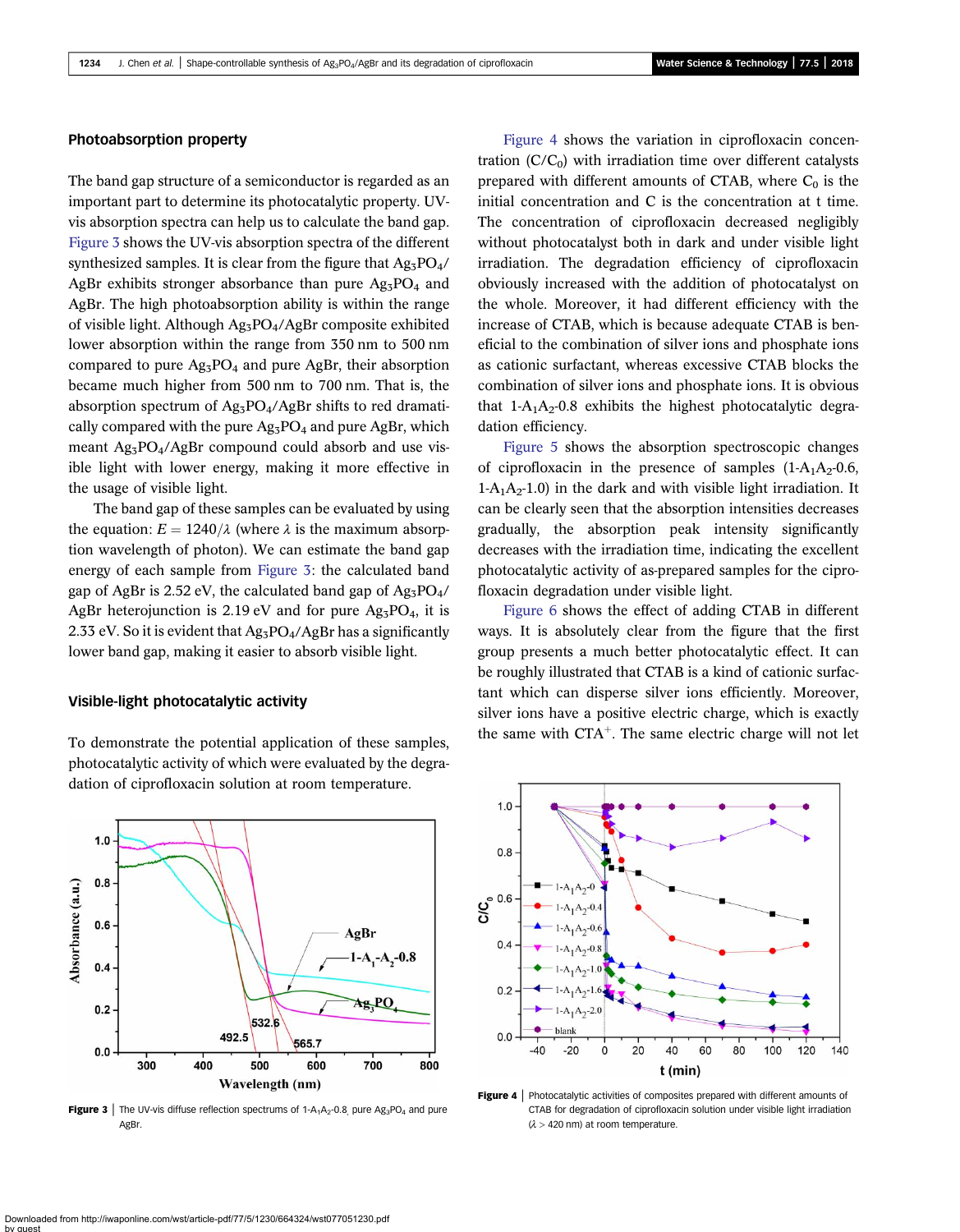## Photoabsorption property

The band gap structure of a semiconductor is regarded as an important part to determine its photocatalytic property. UV-vis absorption spectra can help us to calculate the band gap. Figure 3 shows the UV-vis absorption spectra of the different synthesized samples. It is clear from the figure that $Ag_3PO_4$/AgBr exhibits stronger absorbance than pure $Ag_3PO_4$ and AgBr. The high photoabsorption ability is within the range of visible light. Although $Ag_3PO_4$/AgBr composite exhibited lower absorption within the range from 350 nm to 500 nm compared to pure $Ag_3PO_4$ and pure AgBr, their absorption became much higher from 500 nm to 700 nm. That is, the absorption spectrum of $Ag_3PO_4$/AgBr shifts to red dramatically compared with the pure $Ag_3PO_4$ and pure AgBr, which meant $Ag_3PO_4$/AgBr compound could absorb and use visible light with lower energy, making it more effective in the usage of visible light.

The band gap of these samples can be evaluated by using the equation: $E = 1240/\lambda$ (where $\lambda$ is the maximum absorption wavelength of photon). We can estimate the band gap energy of each sample from Figure 3: the calculated band gap of AgBr is 2.52 eV, the calculated band gap of $Ag_3PO_4$/AgBr heterojunction is 2.19 eV and for pure $Ag_3PO_4$, it is 2.33 eV. So it is evident that $Ag_3PO_4$/AgBr has a significantly lower band gap, making it easier to absorb visible light.

## Visible-light photocatalytic activity

To demonstrate the potential application of these samples, photocatalytic activity of which were evaluated by the degradation of ciprofloxacin solution at room temperature.

Figure 3 | The UV-vis diffuse reflection spectrums of 1-$A_1A_2$-0.8, pure $Ag_3PO_4$ and pure AgBr.

Figure 4 shows the variation in ciprofloxacin concentration ($C/C_0$) with irradiation time over different catalysts prepared with different amounts of CTAB, where $C_0$ is the initial concentration and C is the concentration at t time. The concentration of ciprofloxacin decreased negligibly without photocatalyst both in dark and under visible light irradiation. The degradation efficiency of ciprofloxacin obviously increased with the addition of photocatalyst on the whole. Moreover, it had different efficiency with the increase of CTAB, which is because adequate CTAB is beneficial to the combination of silver ions and phosphate ions as cationic surfactant, whereas excessive CTAB blocks the combination of silver ions and phosphate ions. It is obvious that 1-$A_1A_2$-0.8 exhibits the highest photocatalytic degradation efficiency.

Figure 5 shows the absorption spectroscopic changes of ciprofloxacin in the presence of samples (1-$A_1A_2$-0.6, 1-$A_1A_2$-1.0) in the dark and with visible light irradiation. It can be clearly seen that the absorption intensities decreases gradually, the absorption peak intensity significantly decreases with the irradiation time, indicating the excellent photocatalytic activity of as-prepared samples for the ciprofloxacin degradation under visible light.

Figure 6 shows the effect of adding CTAB in different ways. It is absolutely clear from the figure that the first group presents a much better photocatalytic effect. It can be roughly illustrated that CTAB is a kind of cationic surfactant which can disperse silver ions efficiently. Moreover, silver ions have a positive electric charge, which is exactly the same with $CTA^+$. The same electric charge will not let

Figure 4 | Photocatalytic activities of composites prepared with different amounts of CTAB for degradation of ciprofloxacin solution under visible light irradiation ($\lambda$ > 420 nm) at room temperature.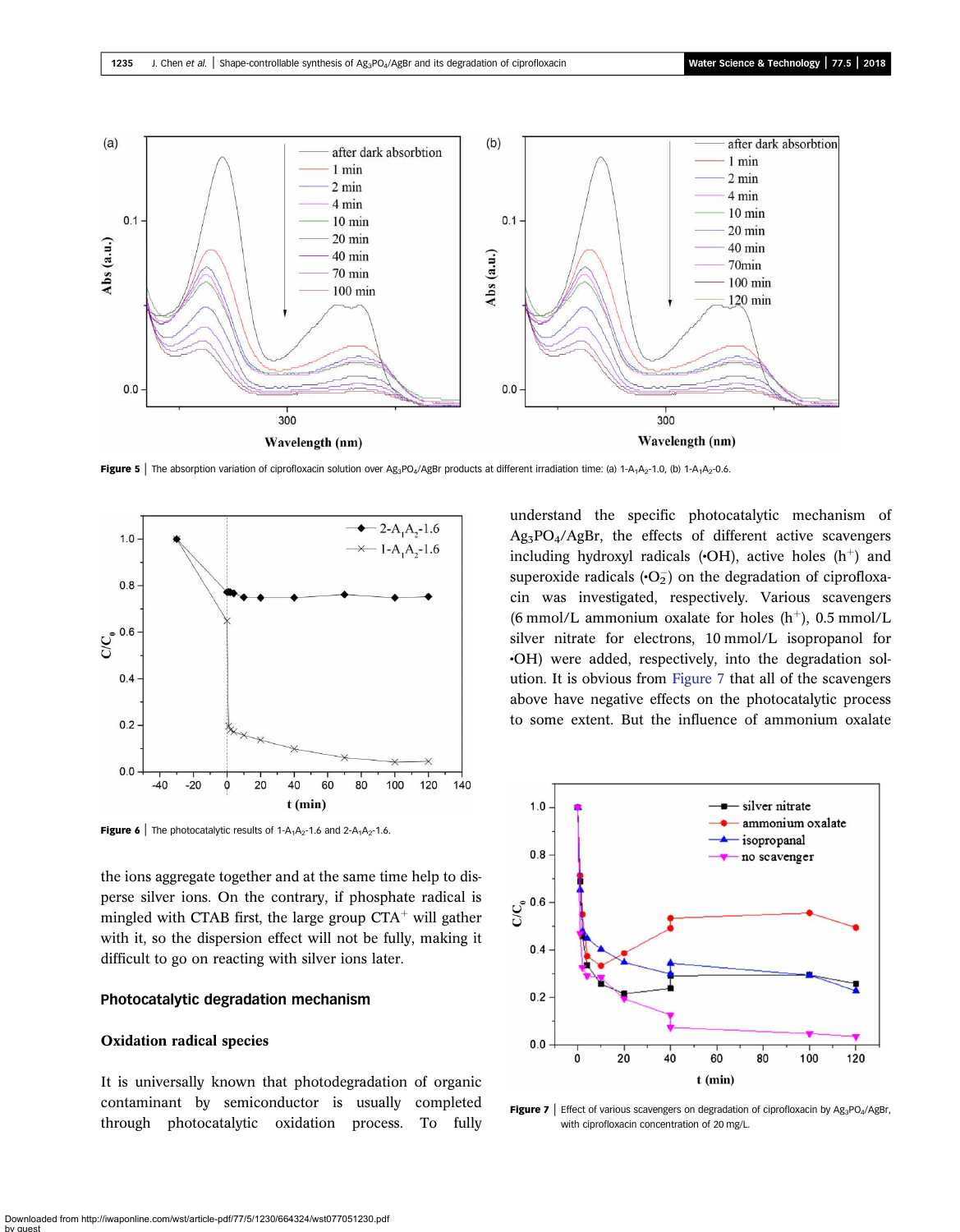Figure 5 | The absorption variation of ciprofloxacin solution over $Ag_3PO_4$/AgBr products at different irradiation time: (a) 1-$A_1A_2$-1.0, (b) 1-$A_1A_2$-0.6.

Figure 6 | The photocatalytic results of 1-$A_1A_2$-1.6 and 2-$A_1A_2$-1.6.

the ions aggregate together and at the same time help to disperse silver ions. On the contrary, if phosphate radical is mingled with CTAB first, the large group $CTA^+$ will gather with it, so the dispersion effect will not be fully, making it difficult to go on reacting with silver ions later.

## Photocatalytic degradation mechanism

### Oxidation radical species

It is universally known that photodegradation of organic contaminant by semiconductor is usually completed through photocatalytic oxidation process. To fully understand the specific photocatalytic mechanism of $Ag_3PO_4$/AgBr, the effects of different active scavengers including hydroxyl radicals (•OH), active holes ($h^+$) and superoxide radicals ($•O_2^-$) on the degradation of ciprofloxacin was investigated, respectively. Various scavengers (6 mmol/L ammonium oxalate for holes ($h^+$), 0.5 mmol/L silver nitrate for electrons, 10 mmol/L isopropanol for •OH) were added, respectively, into the degradation solution. It is obvious from Figure 7 that all of the scavengers above have negative effects on the photocatalytic process to some extent. But the influence of ammonium oxalate

Figure 7 | Effect of various scavengers on degradation of ciprofloxacin by $Ag_3PO_4$/AgBr, with ciprofloxacin concentration of 20 mg/L.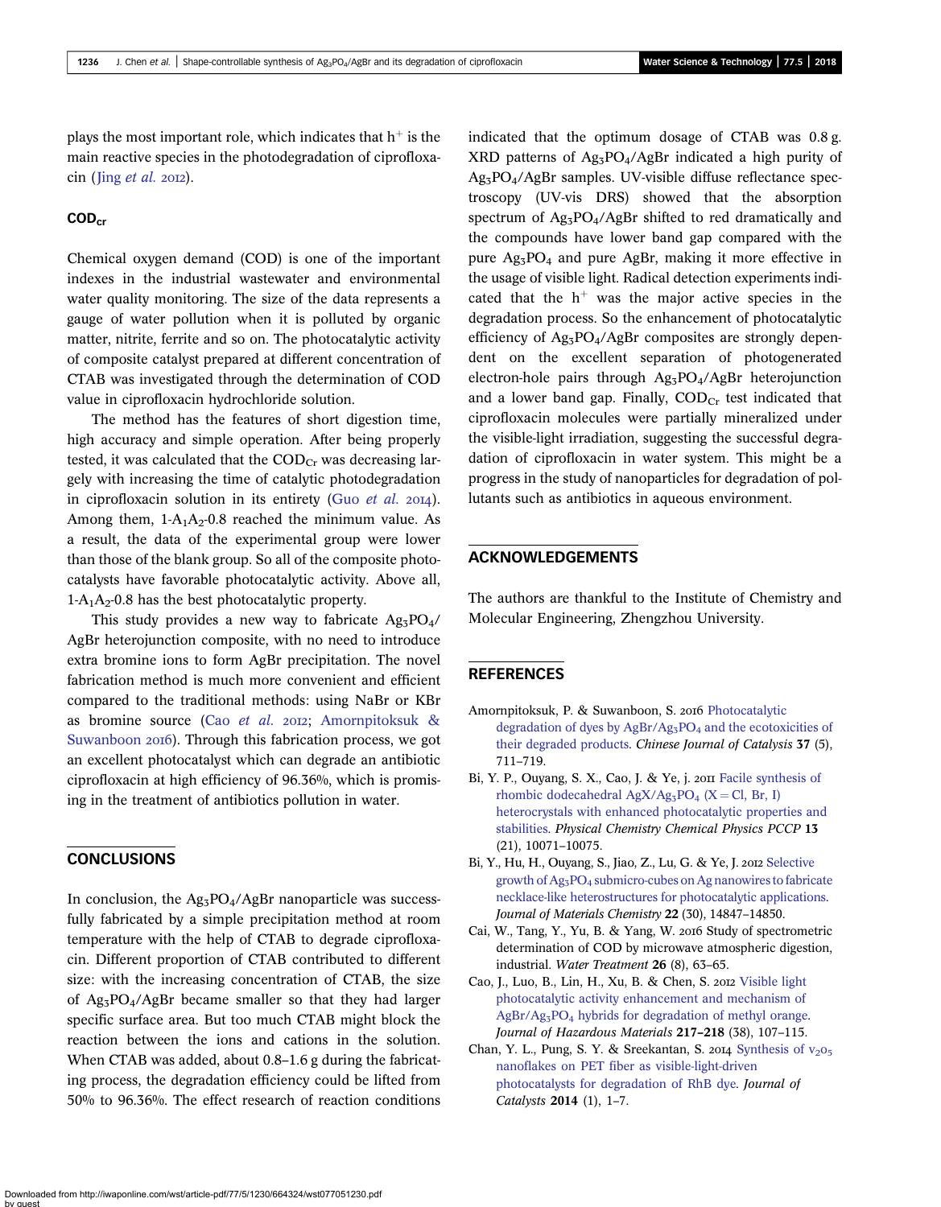plays the most important role, which indicates that $h^+$ is the main reactive species in the photodegradation of ciprofloxacin (Jing *et al.* 2012).

### $COD_{cr}$

Chemical oxygen demand (COD) is one of the important indexes in the industrial wastewater and environmental water quality monitoring. The size of the data represents a gauge of water pollution when it is polluted by organic matter, nitrite, ferrite and so on. The photocatalytic activity of composite catalyst prepared at different concentration of CTAB was investigated through the determination of COD value in ciprofloxacin hydrochloride solution.

The method has the features of short digestion time, high accuracy and simple operation. After being properly tested, it was calculated that the $COD_{Cr}$ was decreasing largely with increasing the time of catalytic photodegradation in ciprofloxacin solution in its entirety (Guo *et al.* 2014). Among them, 1-$A_1A_2$-0.8 reached the minimum value. As a result, the data of the experimental group were lower than those of the blank group. So all of the composite photocatalysts have favorable photocatalytic activity. Above all, 1-$A_1A_2$-0.8 has the best photocatalytic property.

This study provides a new way to fabricate $Ag_3PO_4$/AgBr heterojunction composite, with no need to introduce extra bromine ions to form AgBr precipitation. The novel fabrication method is much more convenient and efficient compared to the traditional methods: using NaBr or KBr as bromine source (Cao *et al.* 2012; Amornpitoksuk & Suwanboon 2016). Through this fabrication process, we got an excellent photocatalyst which can degrade an antibiotic ciprofloxacin at high efficiency of 96.36%, which is promising in the treatment of antibiotics pollution in water.

## CONCLUSIONS

In conclusion, the $Ag_3PO_4$/AgBr nanoparticle was successfully fabricated by a simple precipitation method at room temperature with the help of CTAB to degrade ciprofloxacin. Different proportion of CTAB contributed to different size: with the increasing concentration of CTAB, the size of $Ag_3PO_4$/AgBr became smaller so that they had larger specific surface area. But too much CTAB might block the reaction between the ions and cations in the solution. When CTAB was added, about 0.8–1.6 g during the fabricating process, the degradation efficiency could be lifted from 50% to 96.36%. The effect research of reaction conditions indicated that the optimum dosage of CTAB was 0.8 g. XRD patterns of $Ag_3PO_4$/AgBr indicated a high purity of $Ag_3PO_4$/AgBr samples. UV-visible diffuse reflectance spectroscopy (UV-vis DRS) showed that the absorption spectrum of $Ag_3PO_4$/AgBr shifted to red dramatically and the compounds have lower band gap compared with the pure $Ag_3PO_4$ and pure AgBr, making it more effective in the usage of visible light. Radical detection experiments indicated that the $h^+$ was the major active species in the degradation process. So the enhancement of photocatalytic efficiency of $Ag_3PO_4$/AgBr composites are strongly dependent on the excellent separation of photogenerated electron-hole pairs through $Ag_3PO_4$/AgBr heterojunction and a lower band gap. Finally, $COD_{Cr}$ test indicated that ciprofloxacin molecules were partially mineralized under the visible-light irradiation, suggesting the successful degradation of ciprofloxacin in water system. This might be a progress in the study of nanoparticles for degradation of pollutants such as antibiotics in aqueous environment.

## ACKNOWLEDGEMENTS

The authors are thankful to the Institute of Chemistry and Molecular Engineering, Zhengzhou University.

## REFERENCES

Amornpitoksuk, P. & Suwanboon, S. 2016 Photocatalytic degradation of dyes by AgBr/$Ag_3PO_4$ and the ecotoxicities of their degraded products. *Chinese Journal of Catalysis* **37** (5), 711–719.

Bi, Y. P., Ouyang, S. X., Cao, J. & Ye, j. 2011 Facile synthesis of rhombic dodecahedral AgX/$Ag_3PO_4$ (X = Cl, Br, I) heterocrystals with enhanced photocatalytic properties and stabilities. *Physical Chemistry Chemical Physics PCCP* **13** (21), 10071–10075.

Bi, Y., Hu, H., Ouyang, S., Jiao, Z., Lu, G. & Ye, J. 2012 Selective growth of $Ag_3PO_4$ submicro-cubes on Ag nanowires to fabricate necklace-like heterostructures for photocatalytic applications. *Journal of Materials Chemistry* **22** (30), 14847–14850.

Cai, W., Tang, Y., Yu, B. & Yang, W. 2016 Study of spectrometric determination of COD by microwave atmospheric digestion, industrial. *Water Treatment* **26** (8), 63–65.

Cao, J., Luo, B., Lin, H., Xu, B. & Chen, S. 2012 Visible light photocatalytic activity enhancement and mechanism of AgBr/$Ag_3PO_4$ hybrids for degradation of methyl orange. *Journal of Hazardous Materials* **217–218** (38), 107–115.

Chan, Y. L., Pung, S. Y. & Sreekantan, S. 2014 Synthesis of $v_2o_5$ nanoflakes on PET fiber as visible-light-driven photocatalysts for degradation of RhB dye. *Journal of Catalysts* **2014** (1), 1–7.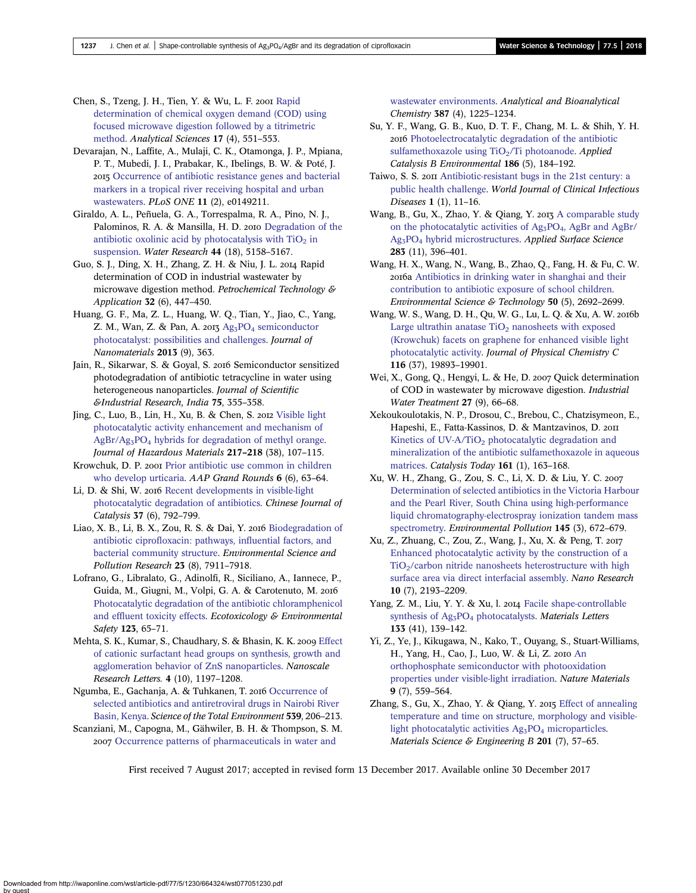Chen, S., Tzeng, J. H., Tien, Y. & Wu, L. F. 2001 Rapid determination of chemical oxygen demand (COD) using focused microwave digestion followed by a titrimetric method. *Analytical Sciences* **17** (4), 551–553.

Devarajan, N., Laffite, A., Mulaji, C. K., Otamonga, J. P., Mpiana, P. T., Mubedi, J. I., Prabakar, K., Ibelings, B. W. & Poté, J. 2015 Occurrence of antibiotic resistance genes and bacterial markers in a tropical river receiving hospital and urban wastewaters. *PLoS ONE* **11** (2), e0149211.

Giraldo, A. L., Peñuela, G. A., Torrespalma, R. A., Pino, N. J., Palominos, R. A. & Mansilla, H. D. 2010 Degradation of the antibiotic oxolinic acid by photocatalysis with $TiO_2$ in suspension. *Water Research* **44** (18), 5158–5167.

Guo, S. J., Ding, X. H., Zhang, Z. H. & Niu, J. L. 2014 Rapid determination of COD in industrial wastewater by microwave digestion method. *Petrochemical Technology & Application* **32** (6), 447–450.

Huang, G. F., Ma, Z. L., Huang, W. Q., Tian, Y., Jiao, C., Yang, Z. M., Wan, Z. & Pan, A. 2013 $Ag_3PO_4$ semiconductor photocatalyst: possibilities and challenges. *Journal of Nanomaterials* **2013** (9), 363.

Jain, R., Sikarwar, S. & Goyal, S. 2016 Semiconductor sensitized photodegradation of antibiotic tetracycline in water using heterogeneous nanoparticles. *Journal of Scientific &Industrial Research, India* **75**, 355–358.

Jing, C., Luo, B., Lin, H., Xu, B. & Chen, S. 2012 Visible light photocatalytic activity enhancement and mechanism of $AgBr/Ag_3PO_4$ hybrids for degradation of methyl orange. *Journal of Hazardous Materials* **217–218** (38), 107–115.

Krowchuk, D. P. 2001 Prior antibiotic use common in children who develop urticaria. *AAP Grand Rounds* **6** (6), 63–64.

Li, D. & Shi, W. 2016 Recent developments in visible-light photocatalytic degradation of antibiotics. *Chinese Journal of Catalysis* **37** (6), 792–799.

Liao, X. B., Li, B. X., Zou, R. S. & Dai, Y. 2016 Biodegradation of antibiotic ciprofloxacin: pathways, influential factors, and bacterial community structure. *Environmental Science and Pollution Research* **23** (8), 7911–7918.

Lofrano, G., Libralato, G., Adinolfi, R., Siciliano, A., Iannece, P., Guida, M., Giugni, M., Volpi, G. A. & Carotenuto, M. 2016 Photocatalytic degradation of the antibiotic chloramphenicol and effluent toxicity effects. *Ecotoxicology & Environmental Safety* **123**, 65–71.

Mehta, S. K., Kumar, S., Chaudhary, S. & Bhasin, K. K. 2009 Effect of cationic surfactant head groups on synthesis, growth and agglomeration behavior of ZnS nanoparticles. *Nanoscale Research Letters.* **4** (10), 1197–1208.

Ngumba, E., Gachanja, A. & Tuhkanen, T. 2016 Occurrence of selected antibiotics and antiretroviral drugs in Nairobi River Basin, Kenya. *Science of the Total Environment* **539**, 206–213.

Scanziani, M., Capogna, M., Gähwiler, B. H. & Thompson, S. M. 2007 Occurrence patterns of pharmaceuticals in water and wastewater environments. *Analytical and Bioanalytical Chemistry* **387** (4), 1225–1234.

Su, Y. F., Wang, G. B., Kuo, D. T. F., Chang, M. L. & Shih, Y. H. 2016 Photoelectrocatalytic degradation of the antibiotic sulfamethoxazole using $TiO_2$/Ti photoanode. *Applied Catalysis B Environmental* **186** (5), 184–192.

Taiwo, S. S. 2011 Antibiotic-resistant bugs in the 21st century: a public health challenge. *World Journal of Clinical Infectious Diseases* **1** (1), 11–16.

Wang, B., Gu, X., Zhao, Y. & Qiang, Y. 2013 A comparable study on the photocatalytic activities of $Ag_3PO_4$, AgBr and AgBr/$Ag_3PO_4$ hybrid microstructures. *Applied Surface Science* **283** (11), 396–401.

Wang, H. X., Wang, N., Wang, B., Zhao, Q., Fang, H. & Fu, C. W. 2016a Antibiotics in drinking water in shanghai and their contribution to antibiotic exposure of school children. *Environmental Science & Technology* **50** (5), 2692–2699.

Wang, W. S., Wang, D. H., Qu, W. G., Lu, L. Q. & Xu, A. W. 2016b Large ultrathin anatase $TiO_2$ nanosheets with exposed (Krowchuk) facets on graphene for enhanced visible light photocatalytic activity. *Journal of Physical Chemistry C* **116** (37), 19893–19901.

Wei, X., Gong, Q., Hengyi, L. & He, D. 2007 Quick determination of COD in wastewater by microwave digestion. *Industrial Water Treatment* **27** (9), 66–68.

Xekoukoulotakis, N. P., Drosou, C., Brebou, C., Chatzisymeon, E., Hapeshi, E., Fatta-Kassinos, D. & Mantzavinos, D. 2011 Kinetics of UV-A/$TiO_2$ photocatalytic degradation and mineralization of the antibiotic sulfamethoxazole in aqueous matrices. *Catalysis Today* **161** (1), 163–168.

Xu, W. H., Zhang, G., Zou, S. C., Li, X. D. & Liu, Y. C. 2007 Determination of selected antibiotics in the Victoria Harbour and the Pearl River, South China using high-performance liquid chromatography-electrospray ionization tandem mass spectrometry. *Environmental Pollution* **145** (3), 672–679.

Xu, Z., Zhuang, C., Zou, Z., Wang, J., Xu, X. & Peng, T. 2017 Enhanced photocatalytic activity by the construction of a $TiO_2$/carbon nitride nanosheets heterostructure with high surface area via direct interfacial assembly. *Nano Research* **10** (7), 2193–2209.

Yang, Z. M., Liu, Y. Y. & Xu, l. 2014 Facile shape-controllable synthesis of $Ag_3PO_4$ photocatalysts. *Materials Letters* **133** (41), 139–142.

Yi, Z., Ye, J., Kikugawa, N., Kako, T., Ouyang, S., Stuart-Williams, H., Yang, H., Cao, J., Luo, W. & Li, Z. 2010 An orthophosphate semiconductor with photooxidation properties under visible-light irradiation. *Nature Materials* **9** (7), 559–564.

Zhang, S., Gu, X., Zhao, Y. & Qiang, Y. 2015 Effect of annealing temperature and time on structure, morphology and visible-light photocatalytic activities $Ag_3PO_4$ microparticles. *Materials Science & Engineering B* **201** (7), 57–65.

First received 7 August 2017; accepted in revised form 13 December 2017. Available online 30 December 2017